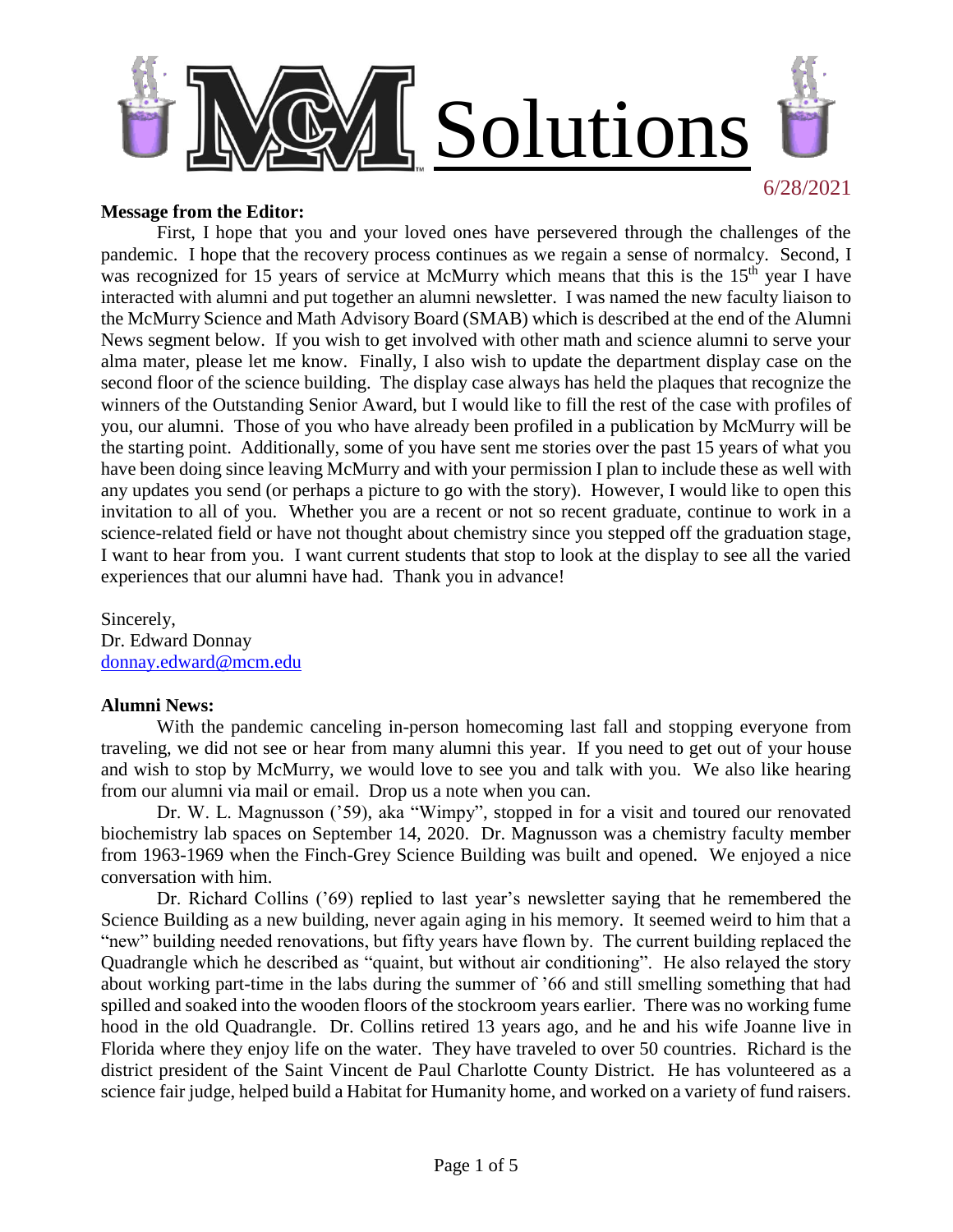# MCM Solutions

6/28/2021

**Message from the Editor:**

First, I hope that you and your loved ones have persevered through the challenges of the pandemic. I hope that the recovery process continues as we regain a sense of normalcy. Second, I was recognized for 15 years of service at McMurry which means that this is the 15th year I have interacted with alumni and put together an alumni newsletter. I was named the new faculty liaison to the McMurry Science and Math Advisory Board (SMAB) which is described at the end of the Alumni News segment below. If you wish to get involved with other math and science alumni to serve your alma mater, please let me know. Finally, I also wish to update the department display case on the second floor of the science building. The display case always has held the plaques that recognize the winners of the Outstanding Senior Award, but I would like to fill the rest of the case with profiles of you, our alumni. Those of you who have already been profiled in a publication by McMurry will be the starting point. Additionally, some of you have sent me stories over the past 15 years of what you have been doing since leaving McMurry and with your permission I plan to include these as well with any updates you send (or perhaps a picture to go with the story). However, I would like to open this invitation to all of you. Whether you are a recent or not so recent graduate, continue to work in a science-related field or have not thought about chemistry since you stepped off the graduation stage, I want to hear from you. I want current students that stop to look at the display to see all the varied experiences that our alumni have had. Thank you in advance!

Sincerely,
Dr. Edward Donnay
donnay.edward@mcm.edu

**Alumni News:**

With the pandemic canceling in-person homecoming last fall and stopping everyone from traveling, we did not see or hear from many alumni this year. If you need to get out of your house and wish to stop by McMurry, we would love to see you and talk with you. We also like hearing from our alumni via mail or email. Drop us a note when you can.

Dr. W. L. Magnusson ('59), aka "Wimpy", stopped in for a visit and toured our renovated biochemistry lab spaces on September 14, 2020. Dr. Magnusson was a chemistry faculty member from 1963-1969 when the Finch-Grey Science Building was built and opened. We enjoyed a nice conversation with him.

Dr. Richard Collins ('69) replied to last year's newsletter saying that he remembered the Science Building as a new building, never again aging in his memory. It seemed weird to him that a "new" building needed renovations, but fifty years have flown by. The current building replaced the Quadrangle which he described as "quaint, but without air conditioning". He also relayed the story about working part-time in the labs during the summer of '66 and still smelling something that had spilled and soaked into the wooden floors of the stockroom years earlier. There was no working fume hood in the old Quadrangle. Dr. Collins retired 13 years ago, and he and his wife Joanne live in Florida where they enjoy life on the water. They have traveled to over 50 countries. Richard is the district president of the Saint Vincent de Paul Charlotte County District. He has volunteered as a science fair judge, helped build a Habitat for Humanity home, and worked on a variety of fund raisers.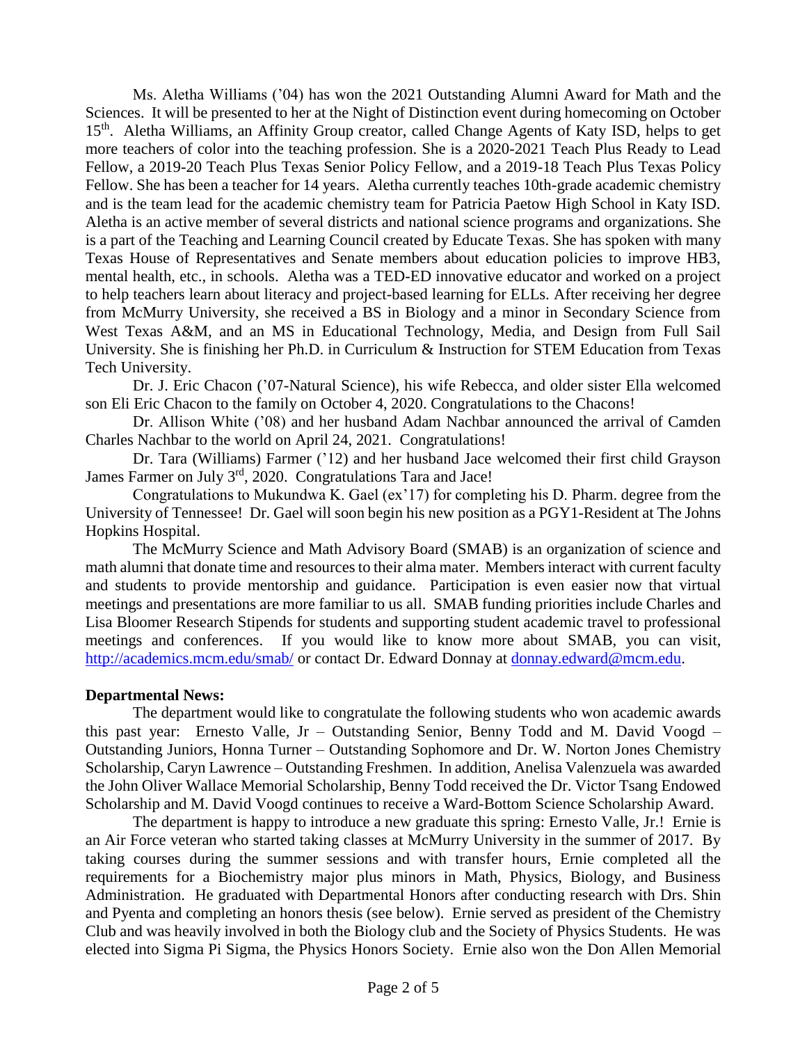Ms. Aletha Williams ('04) has won the 2021 Outstanding Alumni Award for Math and the Sciences. It will be presented to her at the Night of Distinction event during homecoming on October 15th. Aletha Williams, an Affinity Group creator, called Change Agents of Katy ISD, helps to get more teachers of color into the teaching profession. She is a 2020-2021 Teach Plus Ready to Lead Fellow, a 2019-20 Teach Plus Texas Senior Policy Fellow, and a 2019-18 Teach Plus Texas Policy Fellow. She has been a teacher for 14 years. Aletha currently teaches 10th-grade academic chemistry and is the team lead for the academic chemistry team for Patricia Paetow High School in Katy ISD. Aletha is an active member of several districts and national science programs and organizations. She is a part of the Teaching and Learning Council created by Educate Texas. She has spoken with many Texas House of Representatives and Senate members about education policies to improve HB3, mental health, etc., in schools. Aletha was a TED-ED innovative educator and worked on a project to help teachers learn about literacy and project-based learning for ELLs. After receiving her degree from McMurry University, she received a BS in Biology and a minor in Secondary Science from West Texas A&M, and an MS in Educational Technology, Media, and Design from Full Sail University. She is finishing her Ph.D. in Curriculum & Instruction for STEM Education from Texas Tech University.

Dr. J. Eric Chacon ('07-Natural Science), his wife Rebecca, and older sister Ella welcomed son Eli Eric Chacon to the family on October 4, 2020. Congratulations to the Chacons!

Dr. Allison White ('08) and her husband Adam Nachbar announced the arrival of Camden Charles Nachbar to the world on April 24, 2021. Congratulations!

Dr. Tara (Williams) Farmer ('12) and her husband Jace welcomed their first child Grayson James Farmer on July 3rd, 2020. Congratulations Tara and Jace!

Congratulations to Mukundwa K. Gael (ex'17) for completing his D. Pharm. degree from the University of Tennessee! Dr. Gael will soon begin his new position as a PGY1-Resident at The Johns Hopkins Hospital.

The McMurry Science and Math Advisory Board (SMAB) is an organization of science and math alumni that donate time and resources to their alma mater. Members interact with current faculty and students to provide mentorship and guidance. Participation is even easier now that virtual meetings and presentations are more familiar to us all. SMAB funding priorities include Charles and Lisa Bloomer Research Stipends for students and supporting student academic travel to professional meetings and conferences. If you would like to know more about SMAB, you can visit, http://academics.mcm.edu/smab/ or contact Dr. Edward Donnay at donnay.edward@mcm.edu.

**Departmental News:**

The department would like to congratulate the following students who won academic awards this past year: Ernesto Valle, Jr – Outstanding Senior, Benny Todd and M. David Voogd – Outstanding Juniors, Honna Turner – Outstanding Sophomore and Dr. W. Norton Jones Chemistry Scholarship, Caryn Lawrence – Outstanding Freshmen. In addition, Anelisa Valenzuela was awarded the John Oliver Wallace Memorial Scholarship, Benny Todd received the Dr. Victor Tsang Endowed Scholarship and M. David Voogd continues to receive a Ward-Bottom Science Scholarship Award.

The department is happy to introduce a new graduate this spring: Ernesto Valle, Jr.! Ernie is an Air Force veteran who started taking classes at McMurry University in the summer of 2017. By taking courses during the summer sessions and with transfer hours, Ernie completed all the requirements for a Biochemistry major plus minors in Math, Physics, Biology, and Business Administration. He graduated with Departmental Honors after conducting research with Drs. Shin and Pyenta and completing an honors thesis (see below). Ernie served as president of the Chemistry Club and was heavily involved in both the Biology club and the Society of Physics Students. He was elected into Sigma Pi Sigma, the Physics Honors Society. Ernie also won the Don Allen Memorial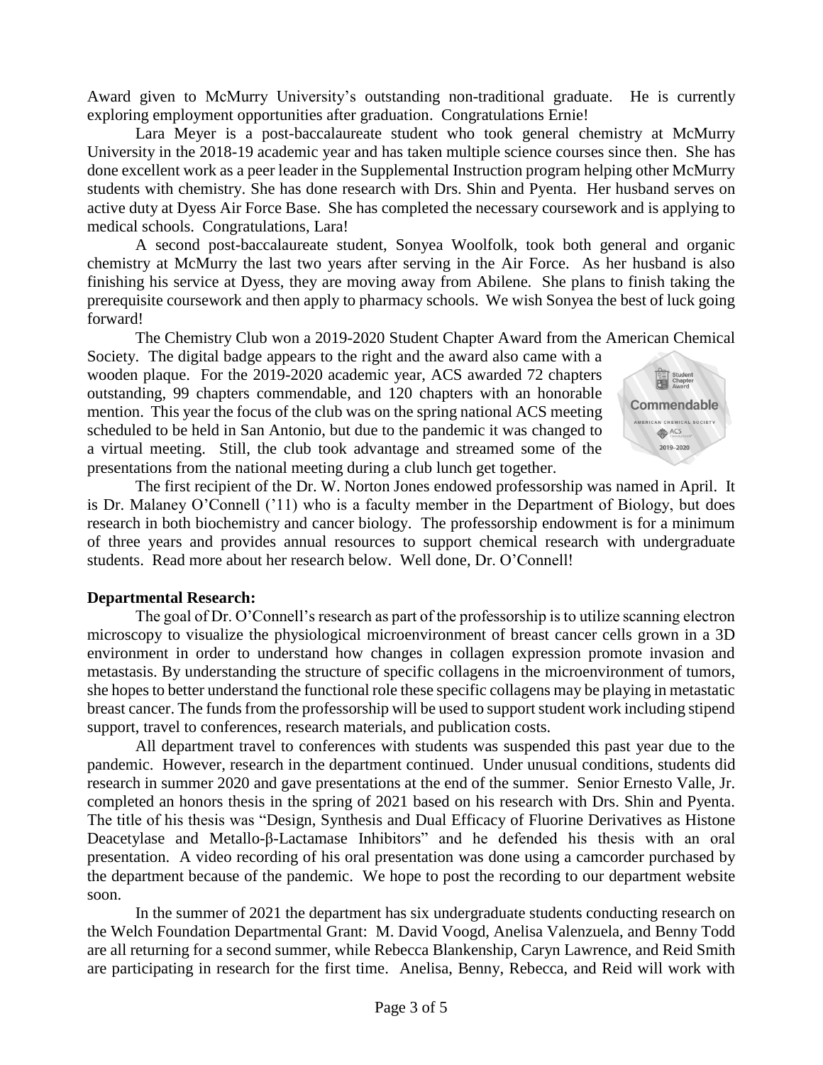Award given to McMurry University's outstanding non-traditional graduate. He is currently exploring employment opportunities after graduation. Congratulations Ernie!

Lara Meyer is a post-baccalaureate student who took general chemistry at McMurry University in the 2018-19 academic year and has taken multiple science courses since then. She has done excellent work as a peer leader in the Supplemental Instruction program helping other McMurry students with chemistry. She has done research with Drs. Shin and Pyenta. Her husband serves on active duty at Dyess Air Force Base. She has completed the necessary coursework and is applying to medical schools. Congratulations, Lara!

A second post-baccalaureate student, Sonyea Woolfolk, took both general and organic chemistry at McMurry the last two years after serving in the Air Force. As her husband is also finishing his service at Dyess, they are moving away from Abilene. She plans to finish taking the prerequisite coursework and then apply to pharmacy schools. We wish Sonyea the best of luck going forward!

The Chemistry Club won a 2019-2020 Student Chapter Award from the American Chemical Society. The digital badge appears to the right and the award also came with a wooden plaque. For the 2019-2020 academic year, ACS awarded 72 chapters outstanding, 99 chapters commendable, and 120 chapters with an honorable mention. This year the focus of the club was on the spring national ACS meeting scheduled to be held in San Antonio, but due to the pandemic it was changed to a virtual meeting. Still, the club took advantage and streamed some of the presentations from the national meeting during a club lunch get together.

The first recipient of the Dr. W. Norton Jones endowed professorship was named in April. It is Dr. Malaney O'Connell ('11) who is a faculty member in the Department of Biology, but does research in both biochemistry and cancer biology. The professorship endowment is for a minimum of three years and provides annual resources to support chemical research with undergraduate students. Read more about her research below. Well done, Dr. O'Connell!

**Departmental Research:**

The goal of Dr. O'Connell's research as part of the professorship is to utilize scanning electron microscopy to visualize the physiological microenvironment of breast cancer cells grown in a 3D environment in order to understand how changes in collagen expression promote invasion and metastasis. By understanding the structure of specific collagens in the microenvironment of tumors, she hopes to better understand the functional role these specific collagens may be playing in metastatic breast cancer. The funds from the professorship will be used to support student work including stipend support, travel to conferences, research materials, and publication costs.

All department travel to conferences with students was suspended this past year due to the pandemic. However, research in the department continued. Under unusual conditions, students did research in summer 2020 and gave presentations at the end of the summer. Senior Ernesto Valle, Jr. completed an honors thesis in the spring of 2021 based on his research with Drs. Shin and Pyenta. The title of his thesis was "Design, Synthesis and Dual Efficacy of Fluorine Derivatives as Histone Deacetylase and Metallo-β-Lactamase Inhibitors" and he defended his thesis with an oral presentation. A video recording of his oral presentation was done using a camcorder purchased by the department because of the pandemic. We hope to post the recording to our department website soon.

In the summer of 2021 the department has six undergraduate students conducting research on the Welch Foundation Departmental Grant: M. David Voogd, Anelisa Valenzuela, and Benny Todd are all returning for a second summer, while Rebecca Blankenship, Caryn Lawrence, and Reid Smith are participating in research for the first time. Anelisa, Benny, Rebecca, and Reid will work with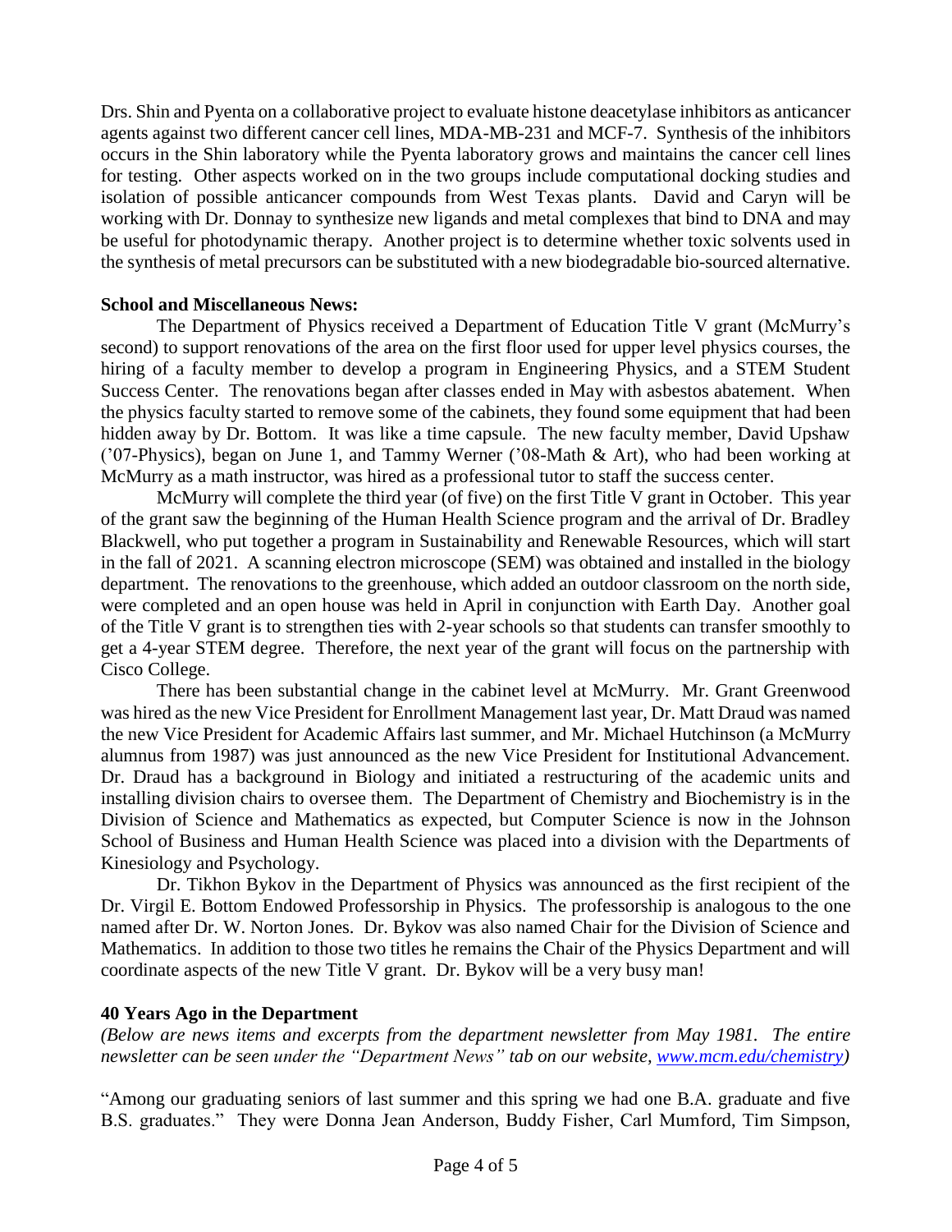Drs. Shin and Pyenta on a collaborative project to evaluate histone deacetylase inhibitors as anticancer agents against two different cancer cell lines, MDA-MB-231 and MCF-7. Synthesis of the inhibitors occurs in the Shin laboratory while the Pyenta laboratory grows and maintains the cancer cell lines for testing. Other aspects worked on in the two groups include computational docking studies and isolation of possible anticancer compounds from West Texas plants. David and Caryn will be working with Dr. Donnay to synthesize new ligands and metal complexes that bind to DNA and may be useful for photodynamic therapy. Another project is to determine whether toxic solvents used in the synthesis of metal precursors can be substituted with a new biodegradable bio-sourced alternative.

**School and Miscellaneous News:**

The Department of Physics received a Department of Education Title V grant (McMurry's second) to support renovations of the area on the first floor used for upper level physics courses, the hiring of a faculty member to develop a program in Engineering Physics, and a STEM Student Success Center. The renovations began after classes ended in May with asbestos abatement. When the physics faculty started to remove some of the cabinets, they found some equipment that had been hidden away by Dr. Bottom. It was like a time capsule. The new faculty member, David Upshaw ('07-Physics), began on June 1, and Tammy Werner ('08-Math & Art), who had been working at McMurry as a math instructor, was hired as a professional tutor to staff the success center.

McMurry will complete the third year (of five) on the first Title V grant in October. This year of the grant saw the beginning of the Human Health Science program and the arrival of Dr. Bradley Blackwell, who put together a program in Sustainability and Renewable Resources, which will start in the fall of 2021. A scanning electron microscope (SEM) was obtained and installed in the biology department. The renovations to the greenhouse, which added an outdoor classroom on the north side, were completed and an open house was held in April in conjunction with Earth Day. Another goal of the Title V grant is to strengthen ties with 2-year schools so that students can transfer smoothly to get a 4-year STEM degree. Therefore, the next year of the grant will focus on the partnership with Cisco College.

There has been substantial change in the cabinet level at McMurry. Mr. Grant Greenwood was hired as the new Vice President for Enrollment Management last year, Dr. Matt Draud was named the new Vice President for Academic Affairs last summer, and Mr. Michael Hutchinson (a McMurry alumnus from 1987) was just announced as the new Vice President for Institutional Advancement. Dr. Draud has a background in Biology and initiated a restructuring of the academic units and installing division chairs to oversee them. The Department of Chemistry and Biochemistry is in the Division of Science and Mathematics as expected, but Computer Science is now in the Johnson School of Business and Human Health Science was placed into a division with the Departments of Kinesiology and Psychology.

Dr. Tikhon Bykov in the Department of Physics was announced as the first recipient of the Dr. Virgil E. Bottom Endowed Professorship in Physics. The professorship is analogous to the one named after Dr. W. Norton Jones. Dr. Bykov was also named Chair for the Division of Science and Mathematics. In addition to those two titles he remains the Chair of the Physics Department and will coordinate aspects of the new Title V grant. Dr. Bykov will be a very busy man!

**40 Years Ago in the Department**

*(Below are news items and excerpts from the department newsletter from May 1981. The entire newsletter can be seen under the "Department News" tab on our website, [www.mcm.edu/chemistry](www.mcm.edu/chemistry))*

"Among our graduating seniors of last summer and this spring we had one B.A. graduate and five B.S. graduates." They were Donna Jean Anderson, Buddy Fisher, Carl Mumford, Tim Simpson,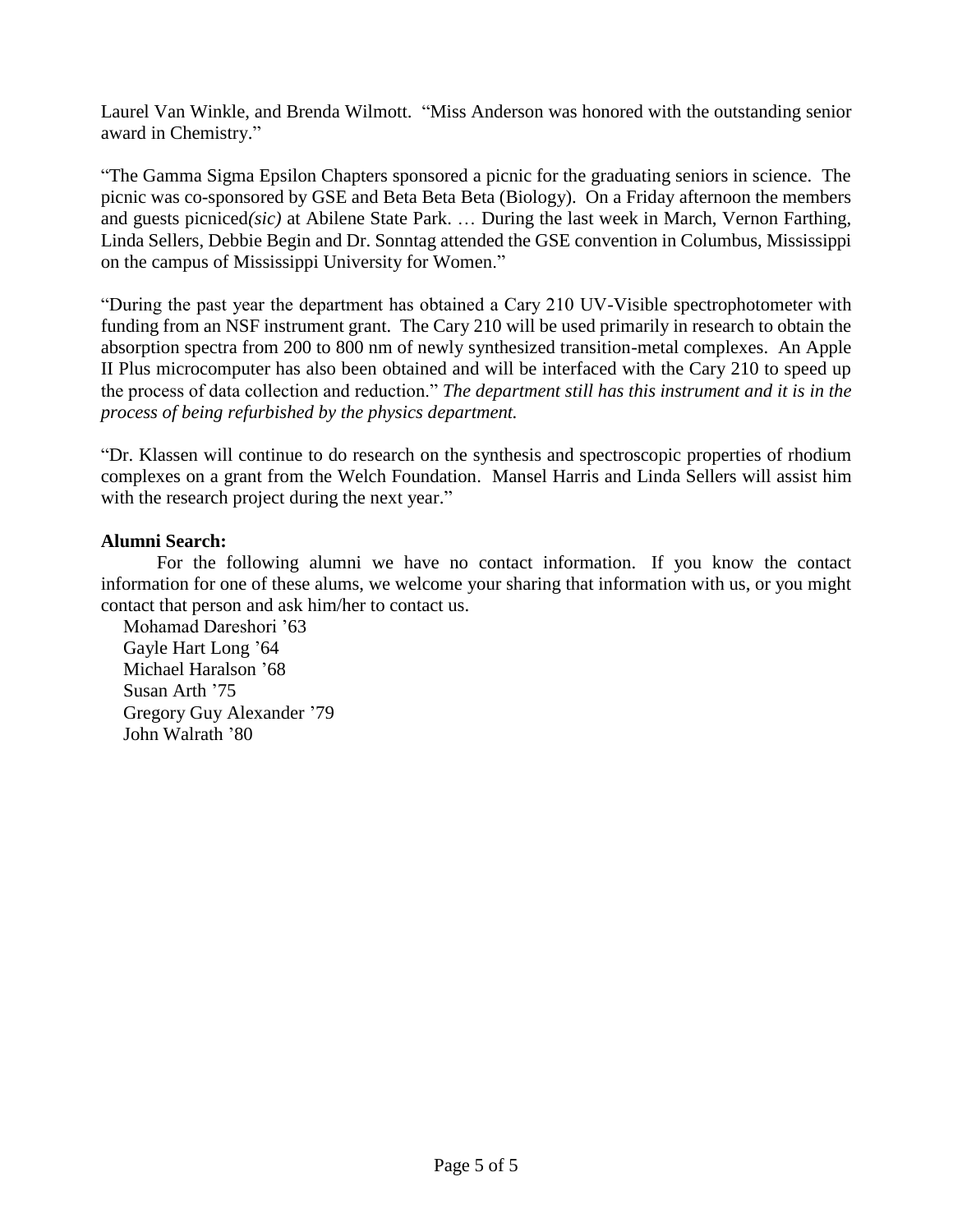Laurel Van Winkle, and Brenda Wilmott. "Miss Anderson was honored with the outstanding senior award in Chemistry."

"The Gamma Sigma Epsilon Chapters sponsored a picnic for the graduating seniors in science. The picnic was co-sponsored by GSE and Beta Beta Beta (Biology). On a Friday afternoon the members and guests picniced*(sic)* at Abilene State Park. … During the last week in March, Vernon Farthing, Linda Sellers, Debbie Begin and Dr. Sonntag attended the GSE convention in Columbus, Mississippi on the campus of Mississippi University for Women."

"During the past year the department has obtained a Cary 210 UV-Visible spectrophotometer with funding from an NSF instrument grant. The Cary 210 will be used primarily in research to obtain the absorption spectra from 200 to 800 nm of newly synthesized transition-metal complexes. An Apple II Plus microcomputer has also been obtained and will be interfaced with the Cary 210 to speed up the process of data collection and reduction." *The department still has this instrument and it is in the process of being refurbished by the physics department.*

"Dr. Klassen will continue to do research on the synthesis and spectroscopic properties of rhodium complexes on a grant from the Welch Foundation. Mansel Harris and Linda Sellers will assist him with the research project during the next year."

**Alumni Search:**

For the following alumni we have no contact information. If you know the contact information for one of these alums, we welcome your sharing that information with us, or you might contact that person and ask him/her to contact us.

Mohamad Dareshori '63
Gayle Hart Long '64
Michael Haralson '68
Susan Arth '75
Gregory Guy Alexander '79
John Walrath '80